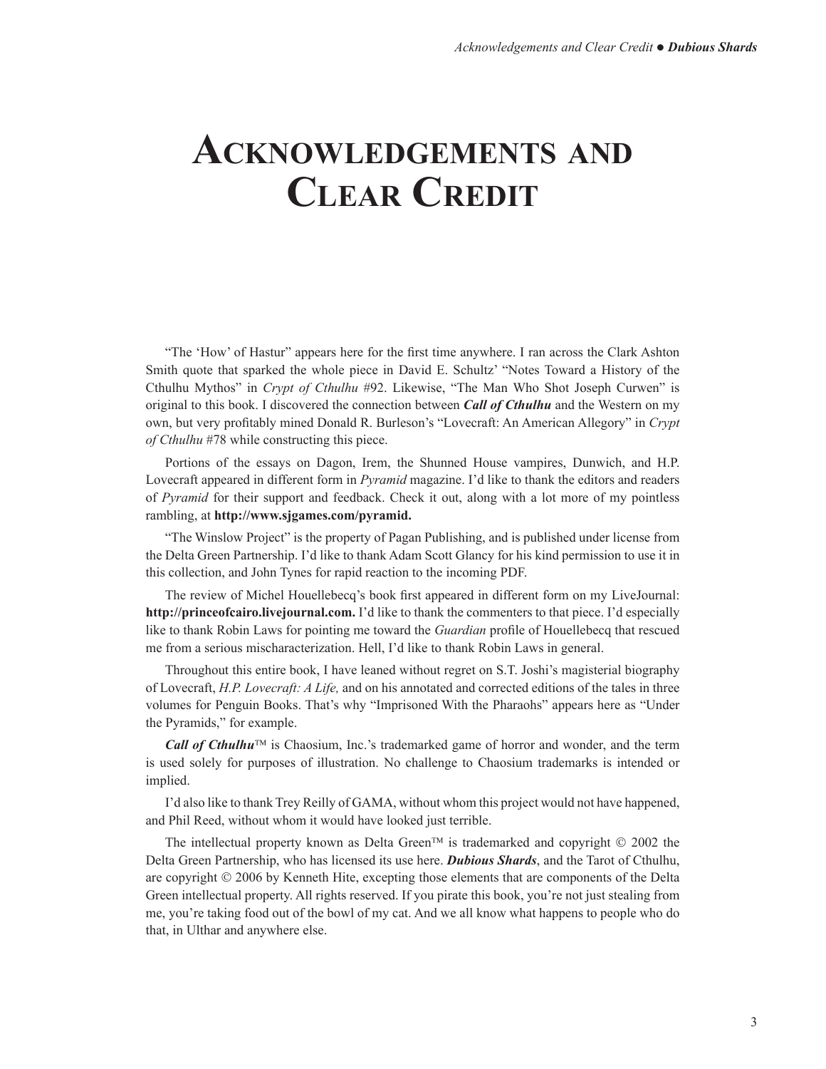# Acknowledgements and Clear Credit

"The 'How' of Hastur" appears here for the first time anywhere. I ran across the Clark Ashton Smith quote that sparked the whole piece in David E. Schultz' "Notes Toward a History of the Cthulhu Mythos" in *Crypt of Cthulhu* #92. Likewise, "The Man Who Shot Joseph Curwen" is original to this book. I discovered the connection between ***Call of Cthulhu*** and the Western on my own, but very profitably mined Donald R. Burleson's "Lovecraft: An American Allegory" in *Crypt of Cthulhu* #78 while constructing this piece.

Portions of the essays on Dagon, Irem, the Shunned House vampires, Dunwich, and H.P. Lovecraft appeared in different form in *Pyramid* magazine. I'd like to thank the editors and readers of *Pyramid* for their support and feedback. Check it out, along with a lot more of my pointless rambling, at **http://www.sjgames.com/pyramid.**

"The Winslow Project" is the property of Pagan Publishing, and is published under license from the Delta Green Partnership. I'd like to thank Adam Scott Glancy for his kind permission to use it in this collection, and John Tynes for rapid reaction to the incoming PDF.

The review of Michel Houellebecq's book first appeared in different form on my LiveJournal: **http://princeofcairo.livejournal.com.** I'd like to thank the commenters to that piece. I'd especially like to thank Robin Laws for pointing me toward the *Guardian* profile of Houellebecq that rescued me from a serious mischaracterization. Hell, I'd like to thank Robin Laws in general.

Throughout this entire book, I have leaned without regret on S.T. Joshi's magisterial biography of Lovecraft, *H.P. Lovecraft: A Life,* and on his annotated and corrected editions of the tales in three volumes for Penguin Books. That's why "Imprisoned With the Pharaohs" appears here as "Under the Pyramids," for example.

***Call of Cthulhu***™ is Chaosium, Inc.'s trademarked game of horror and wonder, and the term is used solely for purposes of illustration. No challenge to Chaosium trademarks is intended or implied.

I'd also like to thank Trey Reilly of GAMA, without whom this project would not have happened, and Phil Reed, without whom it would have looked just terrible.

The intellectual property known as Delta Green™ is trademarked and copyright © 2002 the Delta Green Partnership, who has licensed its use here. ***Dubious Shards***, and the Tarot of Cthulhu, are copyright © 2006 by Kenneth Hite, excepting those elements that are components of the Delta Green intellectual property. All rights reserved. If you pirate this book, you're not just stealing from me, you're taking food out of the bowl of my cat. And we all know what happens to people who do that, in Ulthar and anywhere else.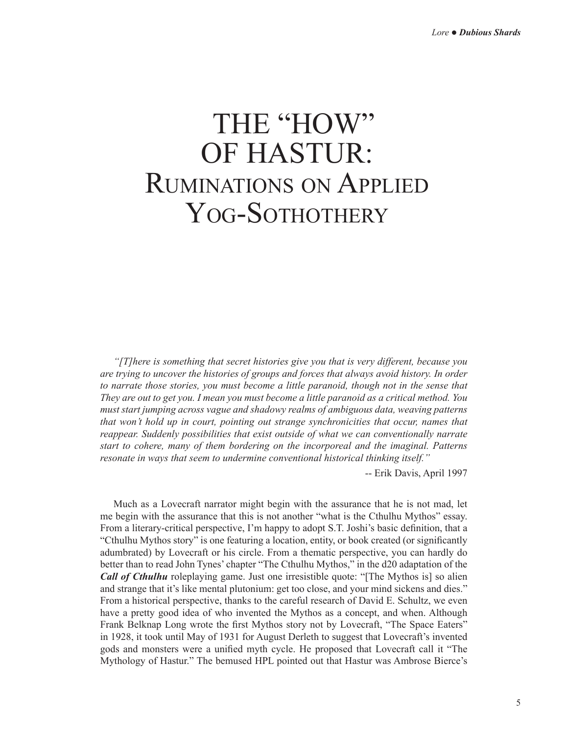# THE "HOW" OF HASTUR: Ruminations on Applied Yog-Sothothery

*"[T]here is something that secret histories give you that is very different, because you are trying to uncover the histories of groups and forces that always avoid history. In order to narrate those stories, you must become a little paranoid, though not in the sense that They are out to get you. I mean you must become a little paranoid as a critical method. You must start jumping across vague and shadowy realms of ambiguous data, weaving patterns that won't hold up in court, pointing out strange synchronicities that occur, names that reappear. Suddenly possibilities that exist outside of what we can conventionally narrate start to cohere, many of them bordering on the incorporeal and the imaginal. Patterns resonate in ways that seem to undermine conventional historical thinking itself."*

-- Erik Davis, April 1997

Much as a Lovecraft narrator might begin with the assurance that he is not mad, let me begin with the assurance that this is not another "what is the Cthulhu Mythos" essay. From a literary-critical perspective, I'm happy to adopt S.T. Joshi's basic definition, that a "Cthulhu Mythos story" is one featuring a location, entity, or book created (or significantly adumbrated) by Lovecraft or his circle. From a thematic perspective, you can hardly do better than to read John Tynes' chapter "The Cthulhu Mythos," in the d20 adaptation of the ***Call of Cthulhu*** roleplaying game. Just one irresistible quote: "[The Mythos is] so alien and strange that it's like mental plutonium: get too close, and your mind sickens and dies." From a historical perspective, thanks to the careful research of David E. Schultz, we even have a pretty good idea of who invented the Mythos as a concept, and when. Although Frank Belknap Long wrote the first Mythos story not by Lovecraft, "The Space Eaters" in 1928, it took until May of 1931 for August Derleth to suggest that Lovecraft's invented gods and monsters were a unified myth cycle. He proposed that Lovecraft call it "The Mythology of Hastur." The bemused HPL pointed out that Hastur was Ambrose Bierce's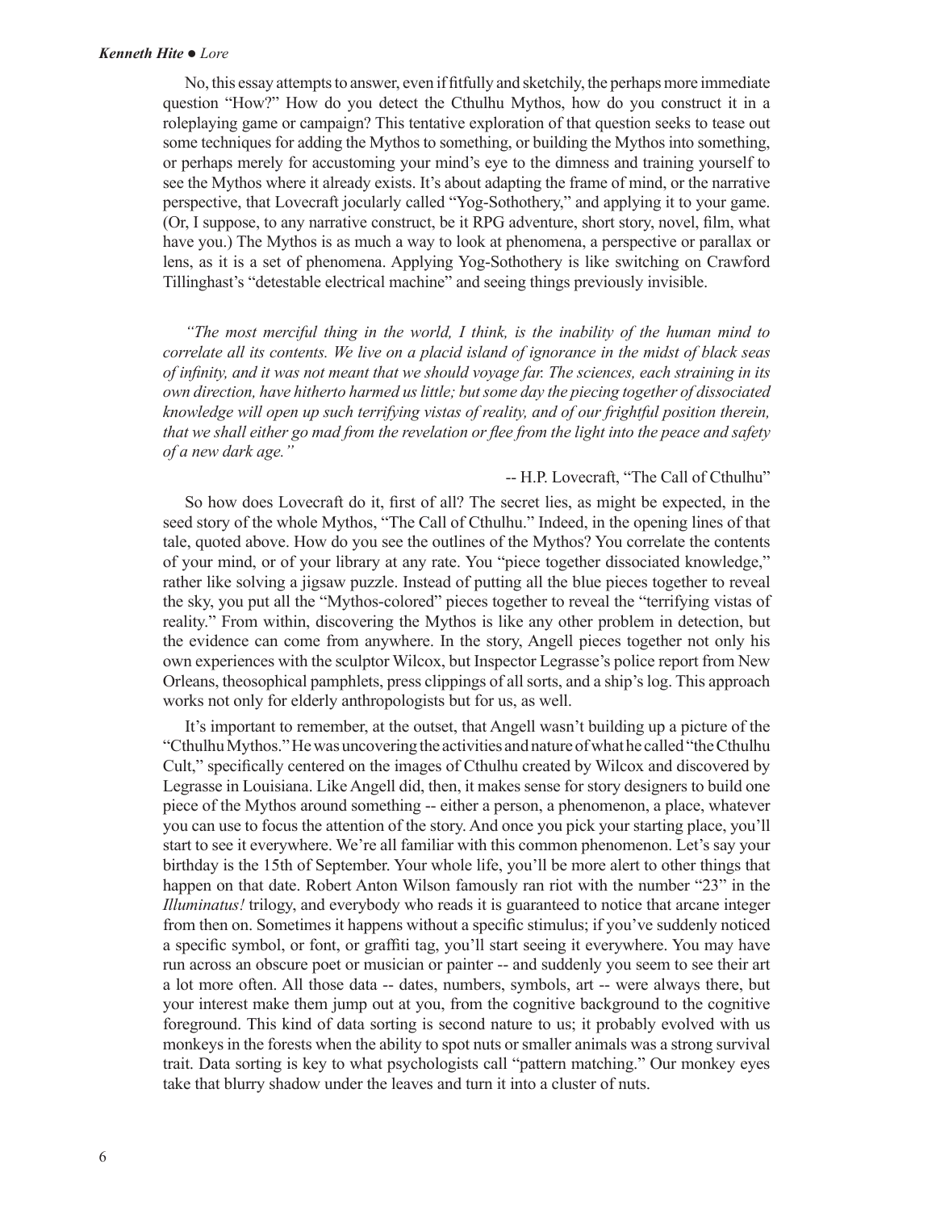No, this essay attempts to answer, even if fitfully and sketchily, the perhaps more immediate question "How?" How do you detect the Cthulhu Mythos, how do you construct it in a roleplaying game or campaign? This tentative exploration of that question seeks to tease out some techniques for adding the Mythos to something, or building the Mythos into something, or perhaps merely for accustoming your mind's eye to the dimness and training yourself to see the Mythos where it already exists. It's about adapting the frame of mind, or the narrative perspective, that Lovecraft jocularly called "Yog-Sothothery," and applying it to your game. (Or, I suppose, to any narrative construct, be it RPG adventure, short story, novel, film, what have you.) The Mythos is as much a way to look at phenomena, a perspective or parallax or lens, as it is a set of phenomena. Applying Yog-Sothothery is like switching on Crawford Tillinghast's "detestable electrical machine" and seeing things previously invisible.

*"The most merciful thing in the world, I think, is the inability of the human mind to correlate all its contents. We live on a placid island of ignorance in the midst of black seas of infinity, and it was not meant that we should voyage far. The sciences, each straining in its own direction, have hitherto harmed us little; but some day the piecing together of dissociated knowledge will open up such terrifying vistas of reality, and of our frightful position therein, that we shall either go mad from the revelation or flee from the light into the peace and safety of a new dark age."*

-- H.P. Lovecraft, "The Call of Cthulhu"

So how does Lovecraft do it, first of all? The secret lies, as might be expected, in the seed story of the whole Mythos, "The Call of Cthulhu." Indeed, in the opening lines of that tale, quoted above. How do you see the outlines of the Mythos? You correlate the contents of your mind, or of your library at any rate. You "piece together dissociated knowledge," rather like solving a jigsaw puzzle. Instead of putting all the blue pieces together to reveal the sky, you put all the "Mythos-colored" pieces together to reveal the "terrifying vistas of reality." From within, discovering the Mythos is like any other problem in detection, but the evidence can come from anywhere. In the story, Angell pieces together not only his own experiences with the sculptor Wilcox, but Inspector Legrasse's police report from New Orleans, theosophical pamphlets, press clippings of all sorts, and a ship's log. This approach works not only for elderly anthropologists but for us, as well.

It's important to remember, at the outset, that Angell wasn't building up a picture of the "Cthulhu Mythos." He was uncovering the activities and nature of what he called "the Cthulhu Cult," specifically centered on the images of Cthulhu created by Wilcox and discovered by Legrasse in Louisiana. Like Angell did, then, it makes sense for story designers to build one piece of the Mythos around something -- either a person, a phenomenon, a place, whatever you can use to focus the attention of the story. And once you pick your starting place, you'll start to see it everywhere. We're all familiar with this common phenomenon. Let's say your birthday is the 15th of September. Your whole life, you'll be more alert to other things that happen on that date. Robert Anton Wilson famously ran riot with the number "23" in the *Illuminatus!* trilogy, and everybody who reads it is guaranteed to notice that arcane integer from then on. Sometimes it happens without a specific stimulus; if you've suddenly noticed a specific symbol, or font, or graffiti tag, you'll start seeing it everywhere. You may have run across an obscure poet or musician or painter -- and suddenly you seem to see their art a lot more often. All those data -- dates, numbers, symbols, art -- were always there, but your interest make them jump out at you, from the cognitive background to the cognitive foreground. This kind of data sorting is second nature to us; it probably evolved with us monkeys in the forests when the ability to spot nuts or smaller animals was a strong survival trait. Data sorting is key to what psychologists call "pattern matching." Our monkey eyes take that blurry shadow under the leaves and turn it into a cluster of nuts.